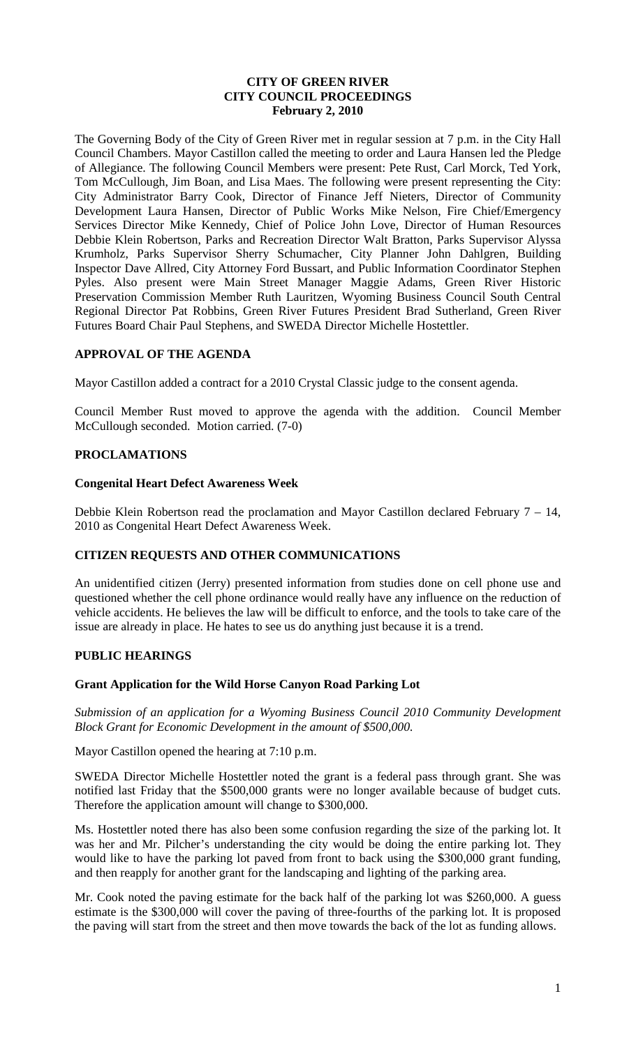# CITY OF GREEN RIVER
# CITY COUNCIL PROCEEDINGS
## February 2, 2010

The Governing Body of the City of Green River met in regular session at 7 p.m. in the City Hall Council Chambers. Mayor Castillon called the meeting to order and Laura Hansen led the Pledge of Allegiance. The following Council Members were present: Pete Rust, Carl Morck, Ted York, Tom McCullough, Jim Boan, and Lisa Maes. The following were present representing the City: City Administrator Barry Cook, Director of Finance Jeff Nieters, Director of Community Development Laura Hansen, Director of Public Works Mike Nelson, Fire Chief/Emergency Services Director Mike Kennedy, Chief of Police John Love, Director of Human Resources Debbie Klein Robertson, Parks and Recreation Director Walt Bratton, Parks Supervisor Alyssa Krumholz, Parks Supervisor Sherry Schumacher, City Planner John Dahlgren, Building Inspector Dave Allred, City Attorney Ford Bussart, and Public Information Coordinator Stephen Pyles. Also present were Main Street Manager Maggie Adams, Green River Historic Preservation Commission Member Ruth Lauritzen, Wyoming Business Council South Central Regional Director Pat Robbins, Green River Futures President Brad Sutherland, Green River Futures Board Chair Paul Stephens, and SWEDA Director Michelle Hostettler.

### APPROVAL OF THE AGENDA

Mayor Castillon added a contract for a 2010 Crystal Classic judge to the consent agenda.

Council Member Rust moved to approve the agenda with the addition. Council Member McCullough seconded. Motion carried. (7-0)

### PROCLAMATIONS

#### Congenital Heart Defect Awareness Week

Debbie Klein Robertson read the proclamation and Mayor Castillon declared February 7 – 14, 2010 as Congenital Heart Defect Awareness Week.

### CITIZEN REQUESTS AND OTHER COMMUNICATIONS

An unidentified citizen (Jerry) presented information from studies done on cell phone use and questioned whether the cell phone ordinance would really have any influence on the reduction of vehicle accidents. He believes the law will be difficult to enforce, and the tools to take care of the issue are already in place. He hates to see us do anything just because it is a trend.

### PUBLIC HEARINGS

#### Grant Application for the Wild Horse Canyon Road Parking Lot

*Submission of an application for a Wyoming Business Council 2010 Community Development Block Grant for Economic Development in the amount of $500,000.*

Mayor Castillon opened the hearing at 7:10 p.m.

SWEDA Director Michelle Hostettler noted the grant is a federal pass through grant. She was notified last Friday that the $500,000 grants were no longer available because of budget cuts. Therefore the application amount will change to $300,000.

Ms. Hostettler noted there has also been some confusion regarding the size of the parking lot. It was her and Mr. Pilcher's understanding the city would be doing the entire parking lot. They would like to have the parking lot paved from front to back using the $300,000 grant funding, and then reapply for another grant for the landscaping and lighting of the parking area.

Mr. Cook noted the paving estimate for the back half of the parking lot was $260,000. A guess estimate is the $300,000 will cover the paving of three-fourths of the parking lot. It is proposed the paving will start from the street and then move towards the back of the lot as funding allows.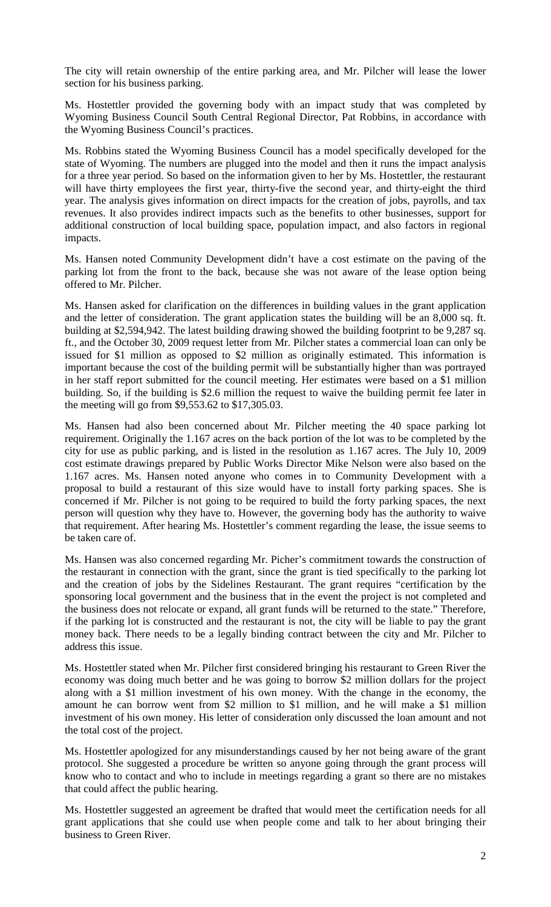The city will retain ownership of the entire parking area, and Mr. Pilcher will lease the lower section for his business parking.

Ms. Hostettler provided the governing body with an impact study that was completed by Wyoming Business Council South Central Regional Director, Pat Robbins, in accordance with the Wyoming Business Council's practices.

Ms. Robbins stated the Wyoming Business Council has a model specifically developed for the state of Wyoming. The numbers are plugged into the model and then it runs the impact analysis for a three year period. So based on the information given to her by Ms. Hostettler, the restaurant will have thirty employees the first year, thirty-five the second year, and thirty-eight the third year. The analysis gives information on direct impacts for the creation of jobs, payrolls, and tax revenues. It also provides indirect impacts such as the benefits to other businesses, support for additional construction of local building space, population impact, and also factors in regional impacts.

Ms. Hansen noted Community Development didn't have a cost estimate on the paving of the parking lot from the front to the back, because she was not aware of the lease option being offered to Mr. Pilcher.

Ms. Hansen asked for clarification on the differences in building values in the grant application and the letter of consideration. The grant application states the building will be an 8,000 sq. ft. building at $2,594,942. The latest building drawing showed the building footprint to be 9,287 sq. ft., and the October 30, 2009 request letter from Mr. Pilcher states a commercial loan can only be issued for $1 million as opposed to $2 million as originally estimated. This information is important because the cost of the building permit will be substantially higher than was portrayed in her staff report submitted for the council meeting. Her estimates were based on a $1 million building. So, if the building is $2.6 million the request to waive the building permit fee later in the meeting will go from $9,553.62 to $17,305.03.

Ms. Hansen had also been concerned about Mr. Pilcher meeting the 40 space parking lot requirement. Originally the 1.167 acres on the back portion of the lot was to be completed by the city for use as public parking, and is listed in the resolution as 1.167 acres. The July 10, 2009 cost estimate drawings prepared by Public Works Director Mike Nelson were also based on the 1.167 acres. Ms. Hansen noted anyone who comes in to Community Development with a proposal to build a restaurant of this size would have to install forty parking spaces. She is concerned if Mr. Pilcher is not going to be required to build the forty parking spaces, the next person will question why they have to. However, the governing body has the authority to waive that requirement. After hearing Ms. Hostettler's comment regarding the lease, the issue seems to be taken care of.

Ms. Hansen was also concerned regarding Mr. Picher's commitment towards the construction of the restaurant in connection with the grant, since the grant is tied specifically to the parking lot and the creation of jobs by the Sidelines Restaurant. The grant requires "certification by the sponsoring local government and the business that in the event the project is not completed and the business does not relocate or expand, all grant funds will be returned to the state." Therefore, if the parking lot is constructed and the restaurant is not, the city will be liable to pay the grant money back. There needs to be a legally binding contract between the city and Mr. Pilcher to address this issue.

Ms. Hostettler stated when Mr. Pilcher first considered bringing his restaurant to Green River the economy was doing much better and he was going to borrow $2 million dollars for the project along with a $1 million investment of his own money. With the change in the economy, the amount he can borrow went from $2 million to $1 million, and he will make a $1 million investment of his own money. His letter of consideration only discussed the loan amount and not the total cost of the project.

Ms. Hostettler apologized for any misunderstandings caused by her not being aware of the grant protocol. She suggested a procedure be written so anyone going through the grant process will know who to contact and who to include in meetings regarding a grant so there are no mistakes that could affect the public hearing.

Ms. Hostettler suggested an agreement be drafted that would meet the certification needs for all grant applications that she could use when people come and talk to her about bringing their business to Green River.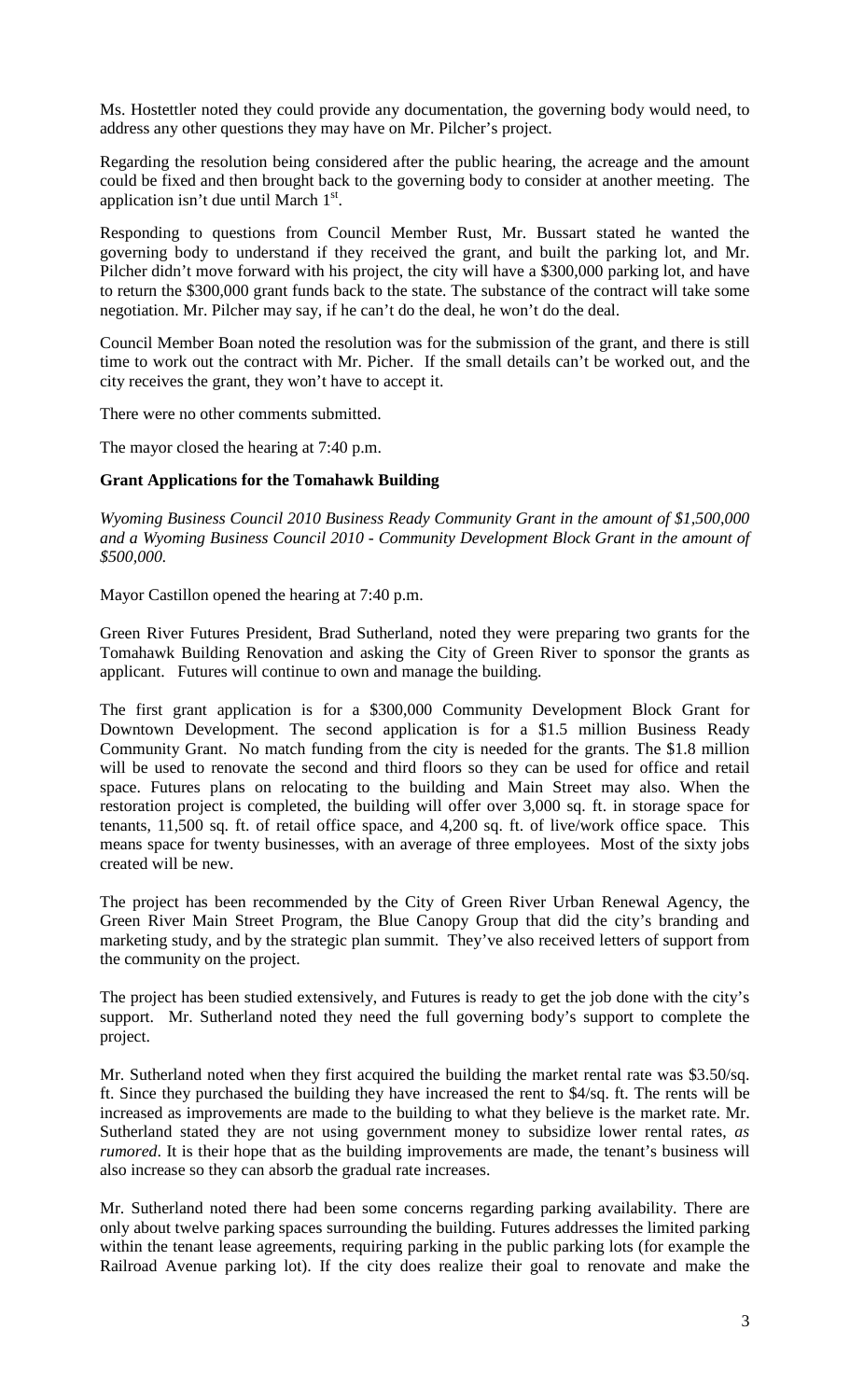Ms. Hostettler noted they could provide any documentation, the governing body would need, to address any other questions they may have on Mr. Pilcher's project.

Regarding the resolution being considered after the public hearing, the acreage and the amount could be fixed and then brought back to the governing body to consider at another meeting. The application isn't due until March 1st.

Responding to questions from Council Member Rust, Mr. Bussart stated he wanted the governing body to understand if they received the grant, and built the parking lot, and Mr. Pilcher didn't move forward with his project, the city will have a $300,000 parking lot, and have to return the $300,000 grant funds back to the state. The substance of the contract will take some negotiation. Mr. Pilcher may say, if he can't do the deal, he won't do the deal.

Council Member Boan noted the resolution was for the submission of the grant, and there is still time to work out the contract with Mr. Picher. If the small details can't be worked out, and the city receives the grant, they won't have to accept it.

There were no other comments submitted.

The mayor closed the hearing at 7:40 p.m.

**Grant Applications for the Tomahawk Building**

*Wyoming Business Council 2010 Business Ready Community Grant in the amount of $1,500,000 and a Wyoming Business Council 2010 - Community Development Block Grant in the amount of $500,000.*

Mayor Castillon opened the hearing at 7:40 p.m.

Green River Futures President, Brad Sutherland, noted they were preparing two grants for the Tomahawk Building Renovation and asking the City of Green River to sponsor the grants as applicant. Futures will continue to own and manage the building.

The first grant application is for a $300,000 Community Development Block Grant for Downtown Development. The second application is for a $1.5 million Business Ready Community Grant. No match funding from the city is needed for the grants. The $1.8 million will be used to renovate the second and third floors so they can be used for office and retail space. Futures plans on relocating to the building and Main Street may also. When the restoration project is completed, the building will offer over 3,000 sq. ft. in storage space for tenants, 11,500 sq. ft. of retail office space, and 4,200 sq. ft. of live/work office space. This means space for twenty businesses, with an average of three employees. Most of the sixty jobs created will be new.

The project has been recommended by the City of Green River Urban Renewal Agency, the Green River Main Street Program, the Blue Canopy Group that did the city's branding and marketing study, and by the strategic plan summit. They've also received letters of support from the community on the project.

The project has been studied extensively, and Futures is ready to get the job done with the city's support. Mr. Sutherland noted they need the full governing body's support to complete the project.

Mr. Sutherland noted when they first acquired the building the market rental rate was $3.50/sq. ft. Since they purchased the building they have increased the rent to $4/sq. ft. The rents will be increased as improvements are made to the building to what they believe is the market rate. Mr. Sutherland stated they are not using government money to subsidize lower rental rates, *as rumored*. It is their hope that as the building improvements are made, the tenant's business will also increase so they can absorb the gradual rate increases.

Mr. Sutherland noted there had been some concerns regarding parking availability. There are only about twelve parking spaces surrounding the building. Futures addresses the limited parking within the tenant lease agreements, requiring parking in the public parking lots (for example the Railroad Avenue parking lot). If the city does realize their goal to renovate and make the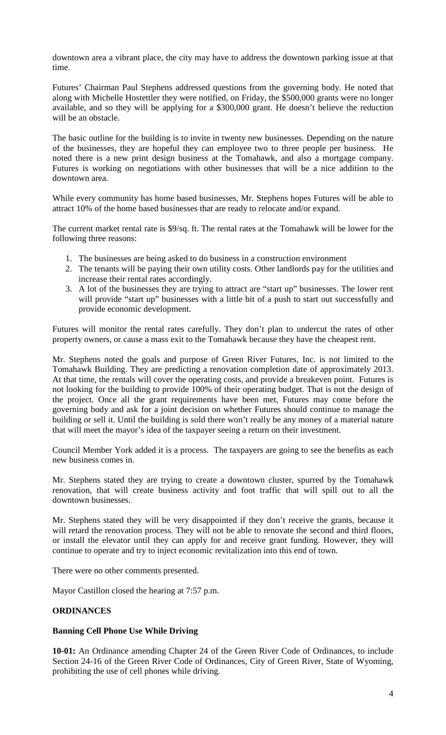downtown area a vibrant place, the city may have to address the downtown parking issue at that time.

Futures' Chairman Paul Stephens addressed questions from the governing body. He noted that along with Michelle Hostettler they were notified, on Friday, the $500,000 grants were no longer available, and so they will be applying for a $300,000 grant. He doesn't believe the reduction will be an obstacle.

The basic outline for the building is to invite in twenty new businesses. Depending on the nature of the businesses, they are hopeful they can employee two to three people per business. He noted there is a new print design business at the Tomahawk, and also a mortgage company. Futures is working on negotiations with other businesses that will be a nice addition to the downtown area.

While every community has home based businesses, Mr. Stephens hopes Futures will be able to attract 10% of the home based businesses that are ready to relocate and/or expand.

The current market rental rate is $9/sq. ft. The rental rates at the Tomahawk will be lower for the following three reasons:

1. The businesses are being asked to do business in a construction environment
2. The tenants will be paying their own utility costs. Other landlords pay for the utilities and increase their rental rates accordingly.
3. A lot of the businesses they are trying to attract are "start up" businesses. The lower rent will provide "start up" businesses with a little bit of a push to start out successfully and provide economic development.

Futures will monitor the rental rates carefully. They don't plan to undercut the rates of other property owners, or cause a mass exit to the Tomahawk because they have the cheapest rent.

Mr. Stephens noted the goals and purpose of Green River Futures, Inc. is not limited to the Tomahawk Building. They are predicting a renovation completion date of approximately 2013. At that time, the rentals will cover the operating costs, and provide a breakeven point. Futures is not looking for the building to provide 100% of their operating budget. That is not the design of the project. Once all the grant requirements have been met, Futures may come before the governing body and ask for a joint decision on whether Futures should continue to manage the building or sell it. Until the building is sold there won't really be any money of a material nature that will meet the mayor's idea of the taxpayer seeing a return on their investment.

Council Member York added it is a process. The taxpayers are going to see the benefits as each new business comes in.

Mr. Stephens stated they are trying to create a downtown cluster, spurred by the Tomahawk renovation, that will create business activity and foot traffic that will spill out to all the downtown businesses.

Mr. Stephens stated they will be very disappointed if they don't receive the grants, because it will retard the renovation process. They will not be able to renovate the second and third floors, or install the elevator until they can apply for and receive grant funding. However, they will continue to operate and try to inject economic revitalization into this end of town.

There were no other comments presented.

Mayor Castillon closed the hearing at 7:57 p.m.

**ORDINANCES**

**Banning Cell Phone Use While Driving**

**10-01:** An Ordinance amending Chapter 24 of the Green River Code of Ordinances, to include Section 24-16 of the Green River Code of Ordinances, City of Green River, State of Wyoming, prohibiting the use of cell phones while driving.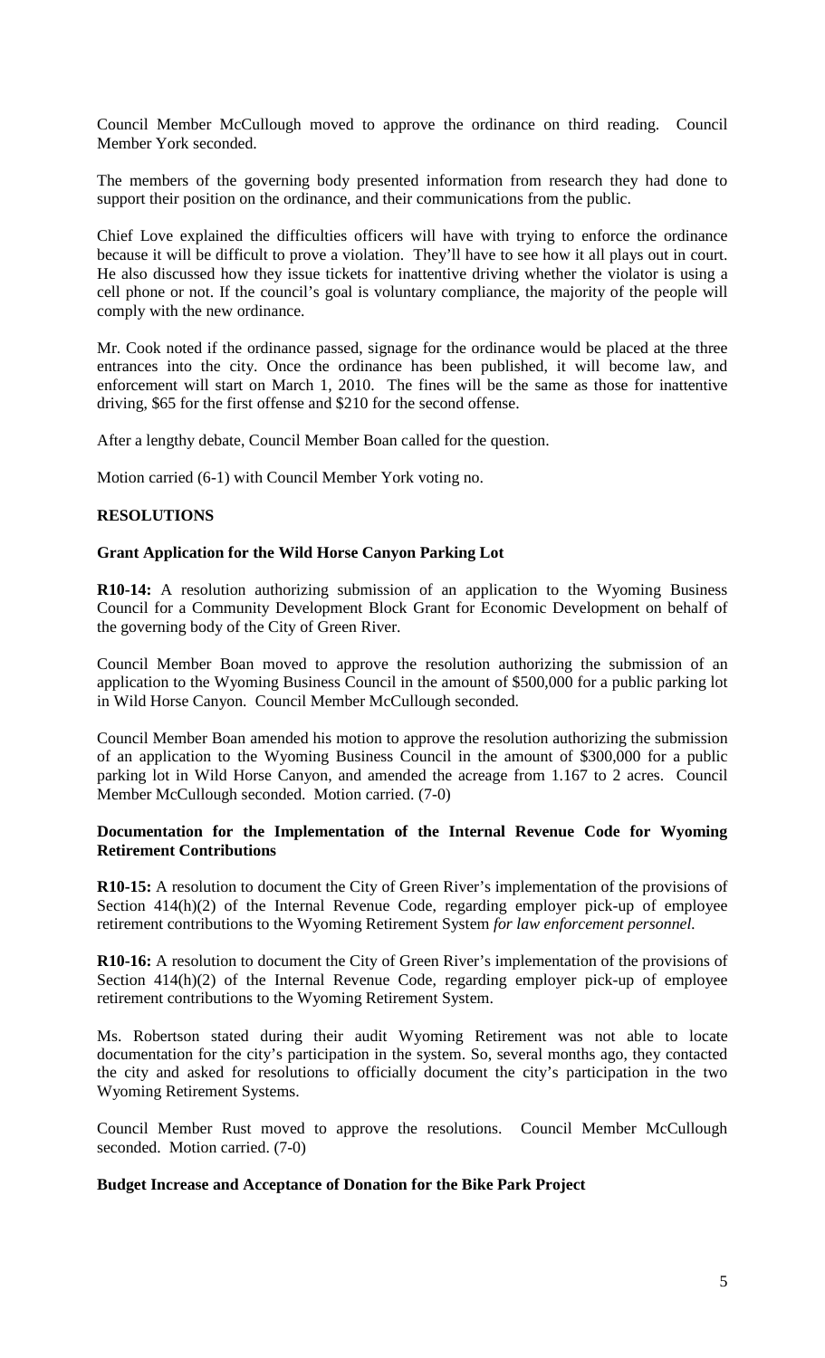Council Member McCullough moved to approve the ordinance on third reading. Council Member York seconded.

The members of the governing body presented information from research they had done to support their position on the ordinance, and their communications from the public.

Chief Love explained the difficulties officers will have with trying to enforce the ordinance because it will be difficult to prove a violation. They'll have to see how it all plays out in court. He also discussed how they issue tickets for inattentive driving whether the violator is using a cell phone or not. If the council's goal is voluntary compliance, the majority of the people will comply with the new ordinance.

Mr. Cook noted if the ordinance passed, signage for the ordinance would be placed at the three entrances into the city. Once the ordinance has been published, it will become law, and enforcement will start on March 1, 2010. The fines will be the same as those for inattentive driving, $65 for the first offense and $210 for the second offense.

After a lengthy debate, Council Member Boan called for the question.

Motion carried (6-1) with Council Member York voting no.

## RESOLUTIONS

### Grant Application for the Wild Horse Canyon Parking Lot

**R10-14:** A resolution authorizing submission of an application to the Wyoming Business Council for a Community Development Block Grant for Economic Development on behalf of the governing body of the City of Green River.

Council Member Boan moved to approve the resolution authorizing the submission of an application to the Wyoming Business Council in the amount of $500,000 for a public parking lot in Wild Horse Canyon. Council Member McCullough seconded.

Council Member Boan amended his motion to approve the resolution authorizing the submission of an application to the Wyoming Business Council in the amount of $300,000 for a public parking lot in Wild Horse Canyon, and amended the acreage from 1.167 to 2 acres. Council Member McCullough seconded. Motion carried. (7-0)

### Documentation for the Implementation of the Internal Revenue Code for Wyoming Retirement Contributions

**R10-15:** A resolution to document the City of Green River's implementation of the provisions of Section 414(h)(2) of the Internal Revenue Code, regarding employer pick-up of employee retirement contributions to the Wyoming Retirement System *for law enforcement personnel.*

**R10-16:** A resolution to document the City of Green River's implementation of the provisions of Section 414(h)(2) of the Internal Revenue Code, regarding employer pick-up of employee retirement contributions to the Wyoming Retirement System.

Ms. Robertson stated during their audit Wyoming Retirement was not able to locate documentation for the city's participation in the system. So, several months ago, they contacted the city and asked for resolutions to officially document the city's participation in the two Wyoming Retirement Systems.

Council Member Rust moved to approve the resolutions. Council Member McCullough seconded. Motion carried. (7-0)

### Budget Increase and Acceptance of Donation for the Bike Park Project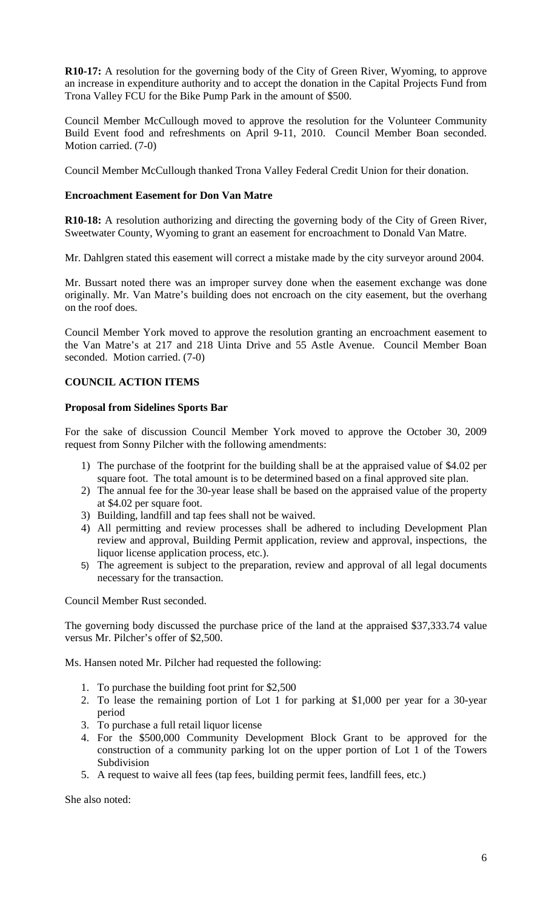**R10-17:** A resolution for the governing body of the City of Green River, Wyoming, to approve an increase in expenditure authority and to accept the donation in the Capital Projects Fund from Trona Valley FCU for the Bike Pump Park in the amount of $500.

Council Member McCullough moved to approve the resolution for the Volunteer Community Build Event food and refreshments on April 9-11, 2010. Council Member Boan seconded. Motion carried. (7-0)

Council Member McCullough thanked Trona Valley Federal Credit Union for their donation.

**Encroachment Easement for Don Van Matre**

**R10-18:** A resolution authorizing and directing the governing body of the City of Green River, Sweetwater County, Wyoming to grant an easement for encroachment to Donald Van Matre.

Mr. Dahlgren stated this easement will correct a mistake made by the city surveyor around 2004.

Mr. Bussart noted there was an improper survey done when the easement exchange was done originally. Mr. Van Matre's building does not encroach on the city easement, but the overhang on the roof does.

Council Member York moved to approve the resolution granting an encroachment easement to the Van Matre's at 217 and 218 Uinta Drive and 55 Astle Avenue. Council Member Boan seconded. Motion carried. (7-0)

**COUNCIL ACTION ITEMS**

**Proposal from Sidelines Sports Bar**

For the sake of discussion Council Member York moved to approve the October 30, 2009 request from Sonny Pilcher with the following amendments:

1) The purchase of the footprint for the building shall be at the appraised value of $4.02 per square foot. The total amount is to be determined based on a final approved site plan.
2) The annual fee for the 30-year lease shall be based on the appraised value of the property at $4.02 per square foot.
3) Building, landfill and tap fees shall not be waived.
4) All permitting and review processes shall be adhered to including Development Plan review and approval, Building Permit application, review and approval, inspections, the liquor license application process, etc.).
5) The agreement is subject to the preparation, review and approval of all legal documents necessary for the transaction.

Council Member Rust seconded.

The governing body discussed the purchase price of the land at the appraised $37,333.74 value versus Mr. Pilcher's offer of $2,500.

Ms. Hansen noted Mr. Pilcher had requested the following:

1. To purchase the building foot print for $2,500
2. To lease the remaining portion of Lot 1 for parking at $1,000 per year for a 30-year period
3. To purchase a full retail liquor license
4. For the $500,000 Community Development Block Grant to be approved for the construction of a community parking lot on the upper portion of Lot 1 of the Towers Subdivision
5. A request to waive all fees (tap fees, building permit fees, landfill fees, etc.)

She also noted: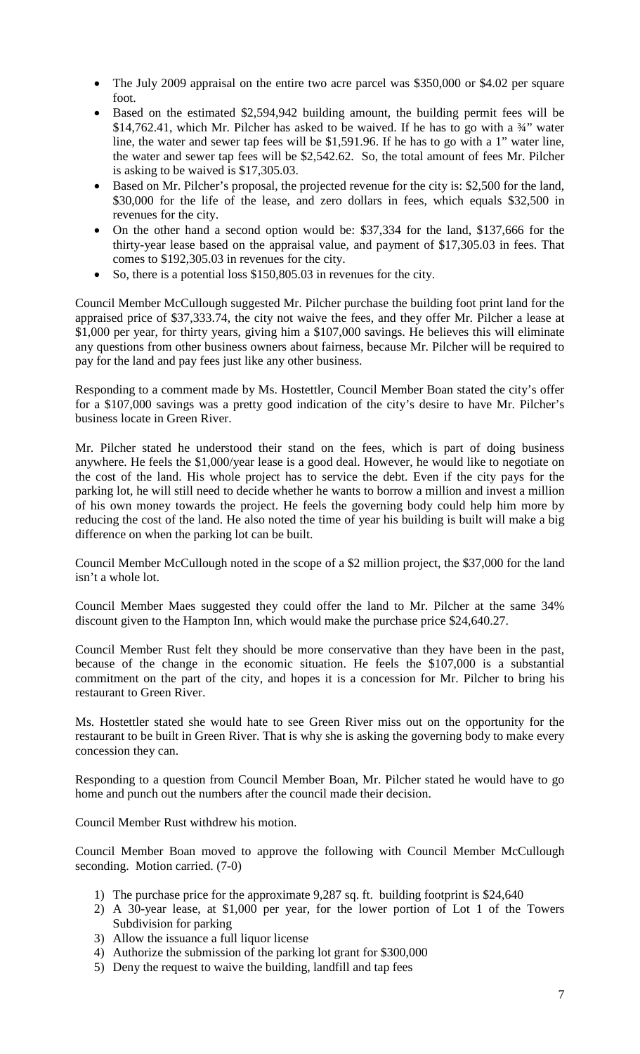- The July 2009 appraisal on the entire two acre parcel was $350,000 or $4.02 per square foot.
- Based on the estimated $2,594,942 building amount, the building permit fees will be $14,762.41, which Mr. Pilcher has asked to be waived. If he has to go with a ¾" water line, the water and sewer tap fees will be $1,591.96. If he has to go with a 1" water line, the water and sewer tap fees will be $2,542.62. So, the total amount of fees Mr. Pilcher is asking to be waived is $17,305.03.
- Based on Mr. Pilcher's proposal, the projected revenue for the city is: $2,500 for the land, $30,000 for the life of the lease, and zero dollars in fees, which equals $32,500 in revenues for the city.
- On the other hand a second option would be: $37,334 for the land, $137,666 for the thirty-year lease based on the appraisal value, and payment of $17,305.03 in fees. That comes to $192,305.03 in revenues for the city.
- So, there is a potential loss $150,805.03 in revenues for the city.

Council Member McCullough suggested Mr. Pilcher purchase the building foot print land for the appraised price of $37,333.74, the city not waive the fees, and they offer Mr. Pilcher a lease at $1,000 per year, for thirty years, giving him a $107,000 savings. He believes this will eliminate any questions from other business owners about fairness, because Mr. Pilcher will be required to pay for the land and pay fees just like any other business.

Responding to a comment made by Ms. Hostettler, Council Member Boan stated the city's offer for a $107,000 savings was a pretty good indication of the city's desire to have Mr. Pilcher's business locate in Green River.

Mr. Pilcher stated he understood their stand on the fees, which is part of doing business anywhere. He feels the $1,000/year lease is a good deal. However, he would like to negotiate on the cost of the land. His whole project has to service the debt. Even if the city pays for the parking lot, he will still need to decide whether he wants to borrow a million and invest a million of his own money towards the project. He feels the governing body could help him more by reducing the cost of the land. He also noted the time of year his building is built will make a big difference on when the parking lot can be built.

Council Member McCullough noted in the scope of a $2 million project, the $37,000 for the land isn't a whole lot.

Council Member Maes suggested they could offer the land to Mr. Pilcher at the same 34% discount given to the Hampton Inn, which would make the purchase price $24,640.27.

Council Member Rust felt they should be more conservative than they have been in the past, because of the change in the economic situation. He feels the $107,000 is a substantial commitment on the part of the city, and hopes it is a concession for Mr. Pilcher to bring his restaurant to Green River.

Ms. Hostettler stated she would hate to see Green River miss out on the opportunity for the restaurant to be built in Green River. That is why she is asking the governing body to make every concession they can.

Responding to a question from Council Member Boan, Mr. Pilcher stated he would have to go home and punch out the numbers after the council made their decision.

Council Member Rust withdrew his motion.

Council Member Boan moved to approve the following with Council Member McCullough seconding. Motion carried. (7-0)

1) The purchase price for the approximate 9,287 sq. ft. building footprint is $24,640
2) A 30-year lease, at $1,000 per year, for the lower portion of Lot 1 of the Towers Subdivision for parking
3) Allow the issuance a full liquor license
4) Authorize the submission of the parking lot grant for $300,000
5) Deny the request to waive the building, landfill and tap fees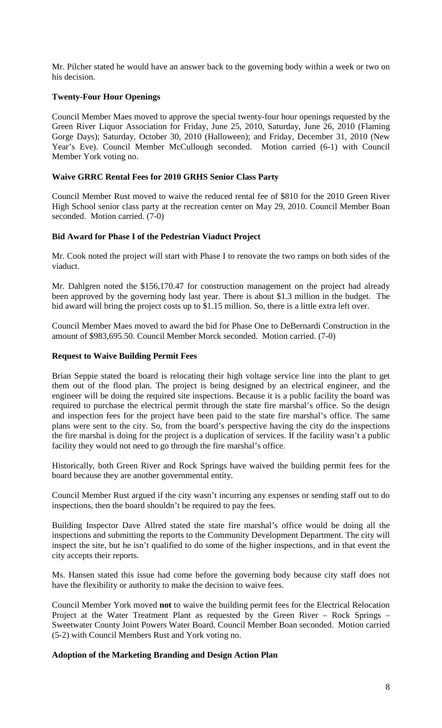Mr. Pilcher stated he would have an answer back to the governing body within a week or two on his decision.

### Twenty-Four Hour Openings

Council Member Maes moved to approve the special twenty-four hour openings requested by the Green River Liquor Association for Friday, June 25, 2010, Saturday, June 26, 2010 (Flaming Gorge Days); Saturday, October 30, 2010 (Halloween); and Friday, December 31, 2010 (New Year's Eve). Council Member McCullough seconded. Motion carried (6-1) with Council Member York voting no.

### Waive GRRC Rental Fees for 2010 GRHS Senior Class Party

Council Member Rust moved to waive the reduced rental fee of $810 for the 2010 Green River High School senior class party at the recreation center on May 29, 2010. Council Member Boan seconded. Motion carried. (7-0)

### Bid Award for Phase I of the Pedestrian Viaduct Project

Mr. Cook noted the project will start with Phase I to renovate the two ramps on both sides of the viaduct.

Mr. Dahlgren noted the $156,170.47 for construction management on the project had already been approved by the governing body last year. There is about $1.3 million in the budget. The bid award will bring the project costs up to $1.15 million. So, there is a little extra left over.

Council Member Maes moved to award the bid for Phase One to DeBernardi Construction in the amount of $983,695.50. Council Member Morck seconded. Motion carried. (7-0)

### Request to Waive Building Permit Fees

Brian Seppie stated the board is relocating their high voltage service line into the plant to get them out of the flood plan. The project is being designed by an electrical engineer, and the engineer will be doing the required site inspections. Because it is a public facility the board was required to purchase the electrical permit through the state fire marshal's office. So the design and inspection fees for the project have been paid to the state fire marshal's office. The same plans were sent to the city. So, from the board's perspective having the city do the inspections the fire marshal is doing for the project is a duplication of services. If the facility wasn't a public facility they would not need to go through the fire marshal's office.

Historically, both Green River and Rock Springs have waived the building permit fees for the board because they are another governmental entity.

Council Member Rust argued if the city wasn't incurring any expenses or sending staff out to do inspections, then the board shouldn't be required to pay the fees.

Building Inspector Dave Allred stated the state fire marshal's office would be doing all the inspections and submitting the reports to the Community Development Department. The city will inspect the site, but he isn't qualified to do some of the higher inspections, and in that event the city accepts their reports.

Ms. Hansen stated this issue had come before the governing body because city staff does not have the flexibility or authority to make the decision to waive fees.

Council Member York moved **not** to waive the building permit fees for the Electrical Relocation Project at the Water Treatment Plant as requested by the Green River – Rock Springs – Sweetwater County Joint Powers Water Board. Council Member Boan seconded. Motion carried (5-2) with Council Members Rust and York voting no.

### Adoption of the Marketing Branding and Design Action Plan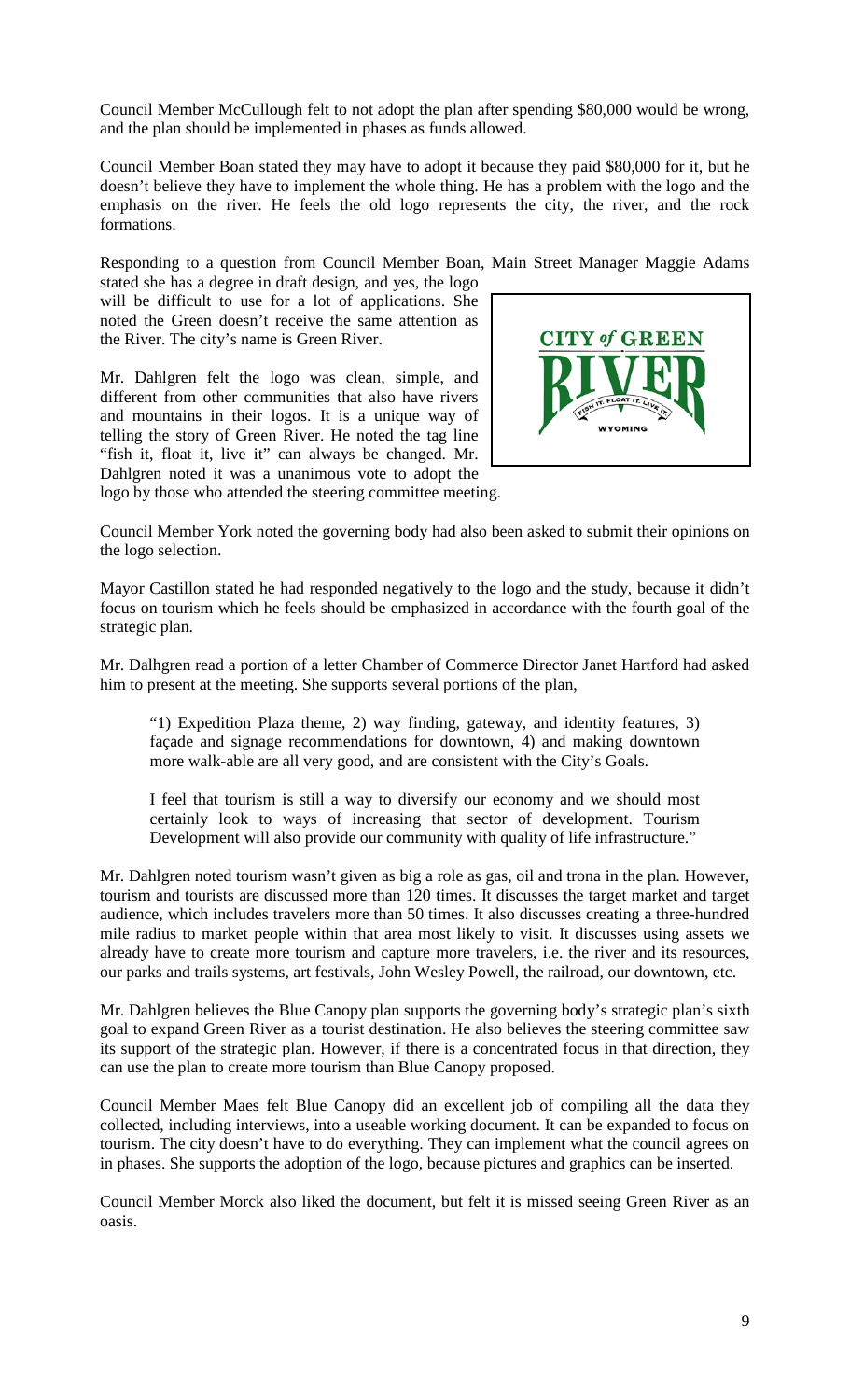Council Member McCullough felt to not adopt the plan after spending $80,000 would be wrong, and the plan should be implemented in phases as funds allowed.

Council Member Boan stated they may have to adopt it because they paid $80,000 for it, but he doesn't believe they have to implement the whole thing. He has a problem with the logo and the emphasis on the river. He feels the old logo represents the city, the river, and the rock formations.

Responding to a question from Council Member Boan, Main Street Manager Maggie Adams stated she has a degree in draft design, and yes, the logo will be difficult to use for a lot of applications. She noted the Green doesn't receive the same attention as the River. The city's name is Green River.

Mr. Dahlgren felt the logo was clean, simple, and different from other communities that also have rivers and mountains in their logos. It is a unique way of telling the story of Green River. He noted the tag line "fish it, float it, live it" can always be changed. Mr. Dahlgren noted it was a unanimous vote to adopt the logo by those who attended the steering committee meeting.

CITY of GREEN RIVER
FISH IT. FLOAT IT. LIVE IT.
WYOMING

Council Member York noted the governing body had also been asked to submit their opinions on the logo selection.

Mayor Castillon stated he had responded negatively to the logo and the study, because it didn't focus on tourism which he feels should be emphasized in accordance with the fourth goal of the strategic plan.

Mr. Dalhgren read a portion of a letter Chamber of Commerce Director Janet Hartford had asked him to present at the meeting. She supports several portions of the plan,

> "1) Expedition Plaza theme, 2) way finding, gateway, and identity features, 3) façade and signage recommendations for downtown, 4) and making downtown more walk-able are all very good, and are consistent with the City's Goals.
>
> I feel that tourism is still a way to diversify our economy and we should most certainly look to ways of increasing that sector of development. Tourism Development will also provide our community with quality of life infrastructure."

Mr. Dahlgren noted tourism wasn't given as big a role as gas, oil and trona in the plan. However, tourism and tourists are discussed more than 120 times. It discusses the target market and target audience, which includes travelers more than 50 times. It also discusses creating a three-hundred mile radius to market people within that area most likely to visit. It discusses using assets we already have to create more tourism and capture more travelers, i.e. the river and its resources, our parks and trails systems, art festivals, John Wesley Powell, the railroad, our downtown, etc.

Mr. Dahlgren believes the Blue Canopy plan supports the governing body's strategic plan's sixth goal to expand Green River as a tourist destination. He also believes the steering committee saw its support of the strategic plan. However, if there is a concentrated focus in that direction, they can use the plan to create more tourism than Blue Canopy proposed.

Council Member Maes felt Blue Canopy did an excellent job of compiling all the data they collected, including interviews, into a useable working document. It can be expanded to focus on tourism. The city doesn't have to do everything. They can implement what the council agrees on in phases. She supports the adoption of the logo, because pictures and graphics can be inserted.

Council Member Morck also liked the document, but felt it is missed seeing Green River as an oasis.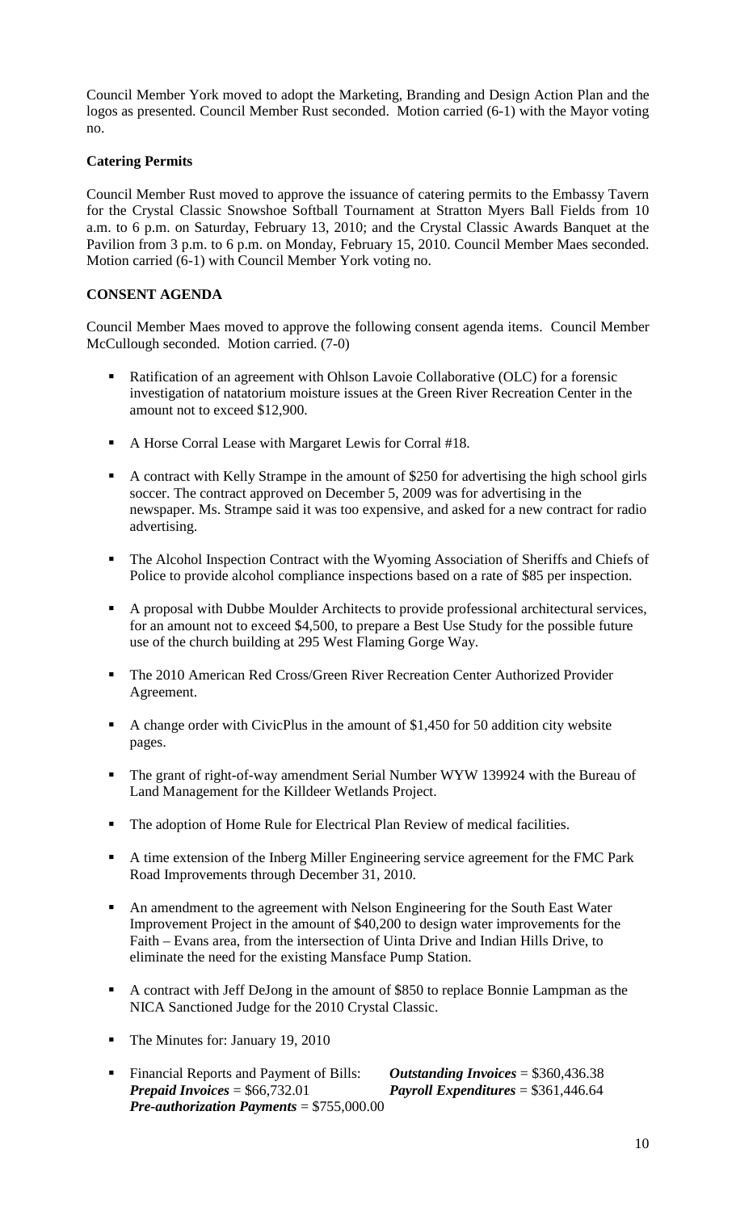Council Member York moved to adopt the Marketing, Branding and Design Action Plan and the logos as presented. Council Member Rust seconded. Motion carried (6-1) with the Mayor voting no.

**Catering Permits**

Council Member Rust moved to approve the issuance of catering permits to the Embassy Tavern for the Crystal Classic Snowshoe Softball Tournament at Stratton Myers Ball Fields from 10 a.m. to 6 p.m. on Saturday, February 13, 2010; and the Crystal Classic Awards Banquet at the Pavilion from 3 p.m. to 6 p.m. on Monday, February 15, 2010. Council Member Maes seconded. Motion carried (6-1) with Council Member York voting no.

**CONSENT AGENDA**

Council Member Maes moved to approve the following consent agenda items. Council Member McCullough seconded. Motion carried. (7-0)

- Ratification of an agreement with Ohlson Lavoie Collaborative (OLC) for a forensic investigation of natatorium moisture issues at the Green River Recreation Center in the amount not to exceed $12,900.
- A Horse Corral Lease with Margaret Lewis for Corral #18.
- A contract with Kelly Strampe in the amount of $250 for advertising the high school girls soccer. The contract approved on December 5, 2009 was for advertising in the newspaper. Ms. Strampe said it was too expensive, and asked for a new contract for radio advertising.
- The Alcohol Inspection Contract with the Wyoming Association of Sheriffs and Chiefs of Police to provide alcohol compliance inspections based on a rate of $85 per inspection.
- A proposal with Dubbe Moulder Architects to provide professional architectural services, for an amount not to exceed $4,500, to prepare a Best Use Study for the possible future use of the church building at 295 West Flaming Gorge Way.
- The 2010 American Red Cross/Green River Recreation Center Authorized Provider Agreement.
- A change order with CivicPlus in the amount of $1,450 for 50 addition city website pages.
- The grant of right-of-way amendment Serial Number WYW 139924 with the Bureau of Land Management for the Killdeer Wetlands Project.
- The adoption of Home Rule for Electrical Plan Review of medical facilities.
- A time extension of the Inberg Miller Engineering service agreement for the FMC Park Road Improvements through December 31, 2010.
- An amendment to the agreement with Nelson Engineering for the South East Water Improvement Project in the amount of $40,200 to design water improvements for the Faith – Evans area, from the intersection of Uinta Drive and Indian Hills Drive, to eliminate the need for the existing Mansface Pump Station.
- A contract with Jeff DeJong in the amount of $850 to replace Bonnie Lampman as the NICA Sanctioned Judge for the 2010 Crystal Classic.
- The Minutes for: January 19, 2010
- Financial Reports and Payment of Bills: ***Outstanding Invoices*** = $360,436.38 ***Prepaid Invoices*** = $66,732.01 ***Payroll Expenditures*** = $361,446.64 ***Pre-authorization Payments*** = $755,000.00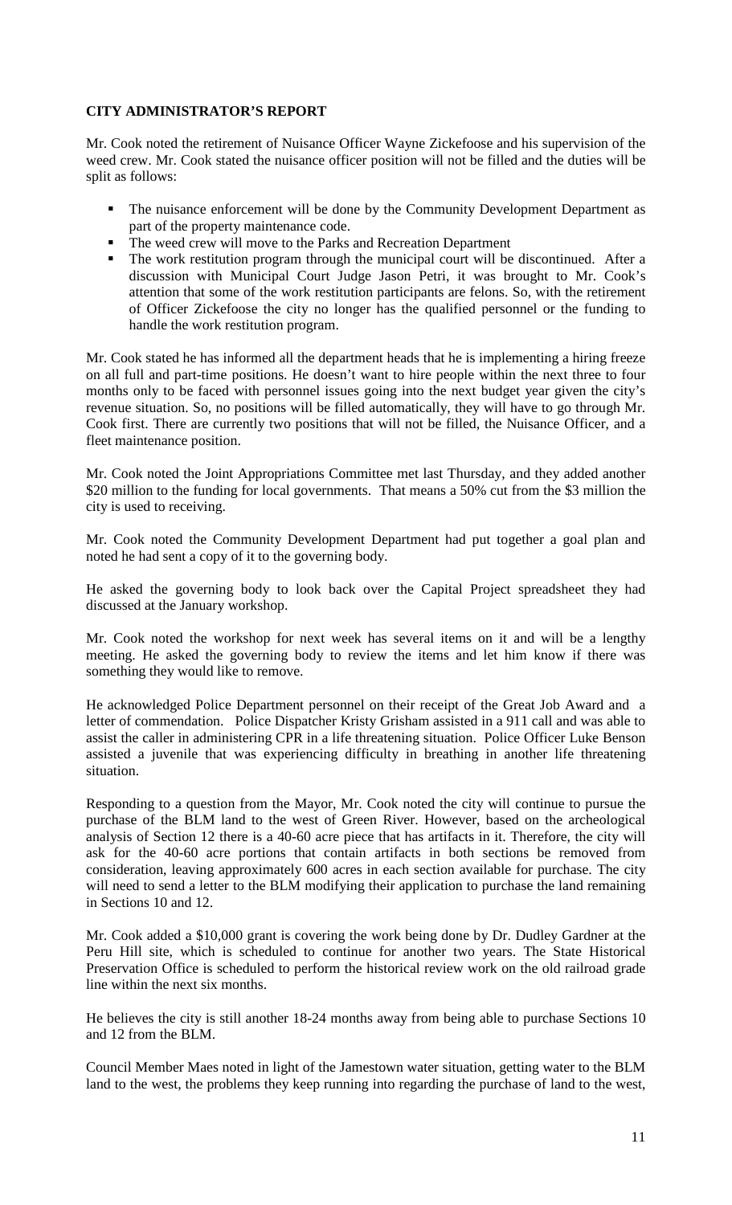**CITY ADMINISTRATOR'S REPORT**

Mr. Cook noted the retirement of Nuisance Officer Wayne Zickefoose and his supervision of the weed crew. Mr. Cook stated the nuisance officer position will not be filled and the duties will be split as follows:

- The nuisance enforcement will be done by the Community Development Department as part of the property maintenance code.
- The weed crew will move to the Parks and Recreation Department
- The work restitution program through the municipal court will be discontinued. After a discussion with Municipal Court Judge Jason Petri, it was brought to Mr. Cook's attention that some of the work restitution participants are felons. So, with the retirement of Officer Zickefoose the city no longer has the qualified personnel or the funding to handle the work restitution program.

Mr. Cook stated he has informed all the department heads that he is implementing a hiring freeze on all full and part-time positions. He doesn't want to hire people within the next three to four months only to be faced with personnel issues going into the next budget year given the city's revenue situation. So, no positions will be filled automatically, they will have to go through Mr. Cook first. There are currently two positions that will not be filled, the Nuisance Officer, and a fleet maintenance position.

Mr. Cook noted the Joint Appropriations Committee met last Thursday, and they added another $20 million to the funding for local governments. That means a 50% cut from the $3 million the city is used to receiving.

Mr. Cook noted the Community Development Department had put together a goal plan and noted he had sent a copy of it to the governing body.

He asked the governing body to look back over the Capital Project spreadsheet they had discussed at the January workshop.

Mr. Cook noted the workshop for next week has several items on it and will be a lengthy meeting. He asked the governing body to review the items and let him know if there was something they would like to remove.

He acknowledged Police Department personnel on their receipt of the Great Job Award and a letter of commendation. Police Dispatcher Kristy Grisham assisted in a 911 call and was able to assist the caller in administering CPR in a life threatening situation. Police Officer Luke Benson assisted a juvenile that was experiencing difficulty in breathing in another life threatening situation.

Responding to a question from the Mayor, Mr. Cook noted the city will continue to pursue the purchase of the BLM land to the west of Green River. However, based on the archeological analysis of Section 12 there is a 40-60 acre piece that has artifacts in it. Therefore, the city will ask for the 40-60 acre portions that contain artifacts in both sections be removed from consideration, leaving approximately 600 acres in each section available for purchase. The city will need to send a letter to the BLM modifying their application to purchase the land remaining in Sections 10 and 12.

Mr. Cook added a $10,000 grant is covering the work being done by Dr. Dudley Gardner at the Peru Hill site, which is scheduled to continue for another two years. The State Historical Preservation Office is scheduled to perform the historical review work on the old railroad grade line within the next six months.

He believes the city is still another 18-24 months away from being able to purchase Sections 10 and 12 from the BLM.

Council Member Maes noted in light of the Jamestown water situation, getting water to the BLM land to the west, the problems they keep running into regarding the purchase of land to the west,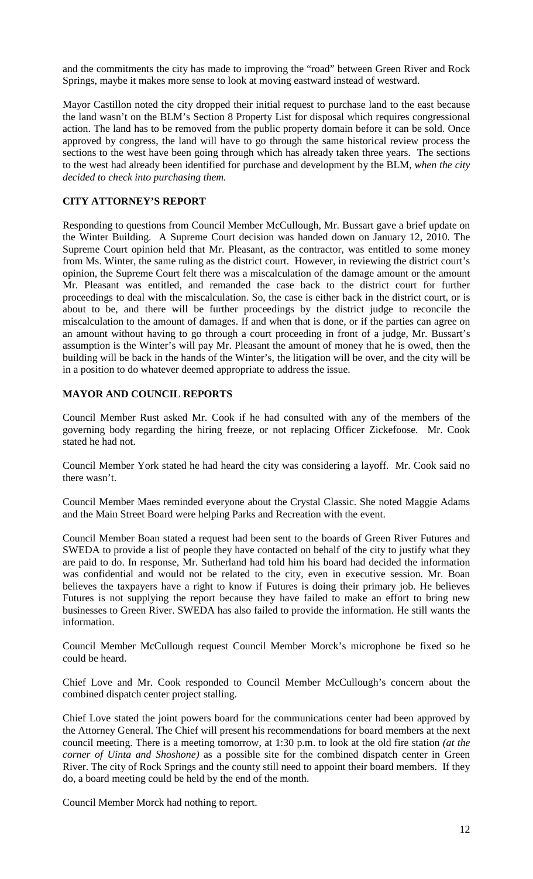and the commitments the city has made to improving the "road" between Green River and Rock Springs, maybe it makes more sense to look at moving eastward instead of westward.

Mayor Castillon noted the city dropped their initial request to purchase land to the east because the land wasn't on the BLM's Section 8 Property List for disposal which requires congressional action. The land has to be removed from the public property domain before it can be sold. Once approved by congress, the land will have to go through the same historical review process the sections to the west have been going through which has already taken three years. The sections to the west had already been identified for purchase and development by the BLM, *when the city decided to check into purchasing them.*

**CITY ATTORNEY'S REPORT**

Responding to questions from Council Member McCullough, Mr. Bussart gave a brief update on the Winter Building. A Supreme Court decision was handed down on January 12, 2010. The Supreme Court opinion held that Mr. Pleasant, as the contractor, was entitled to some money from Ms. Winter, the same ruling as the district court. However, in reviewing the district court's opinion, the Supreme Court felt there was a miscalculation of the damage amount or the amount Mr. Pleasant was entitled, and remanded the case back to the district court for further proceedings to deal with the miscalculation. So, the case is either back in the district court, or is about to be, and there will be further proceedings by the district judge to reconcile the miscalculation to the amount of damages. If and when that is done, or if the parties can agree on an amount without having to go through a court proceeding in front of a judge, Mr. Bussart's assumption is the Winter's will pay Mr. Pleasant the amount of money that he is owed, then the building will be back in the hands of the Winter's, the litigation will be over, and the city will be in a position to do whatever deemed appropriate to address the issue.

**MAYOR AND COUNCIL REPORTS**

Council Member Rust asked Mr. Cook if he had consulted with any of the members of the governing body regarding the hiring freeze, or not replacing Officer Zickefoose. Mr. Cook stated he had not.

Council Member York stated he had heard the city was considering a layoff. Mr. Cook said no there wasn't.

Council Member Maes reminded everyone about the Crystal Classic. She noted Maggie Adams and the Main Street Board were helping Parks and Recreation with the event.

Council Member Boan stated a request had been sent to the boards of Green River Futures and SWEDA to provide a list of people they have contacted on behalf of the city to justify what they are paid to do. In response, Mr. Sutherland had told him his board had decided the information was confidential and would not be related to the city, even in executive session. Mr. Boan believes the taxpayers have a right to know if Futures is doing their primary job. He believes Futures is not supplying the report because they have failed to make an effort to bring new businesses to Green River. SWEDA has also failed to provide the information. He still wants the information.

Council Member McCullough request Council Member Morck's microphone be fixed so he could be heard.

Chief Love and Mr. Cook responded to Council Member McCullough's concern about the combined dispatch center project stalling.

Chief Love stated the joint powers board for the communications center had been approved by the Attorney General. The Chief will present his recommendations for board members at the next council meeting. There is a meeting tomorrow, at 1:30 p.m. to look at the old fire station *(at the corner of Uinta and Shoshone)* as a possible site for the combined dispatch center in Green River. The city of Rock Springs and the county still need to appoint their board members. If they do, a board meeting could be held by the end of the month.

Council Member Morck had nothing to report.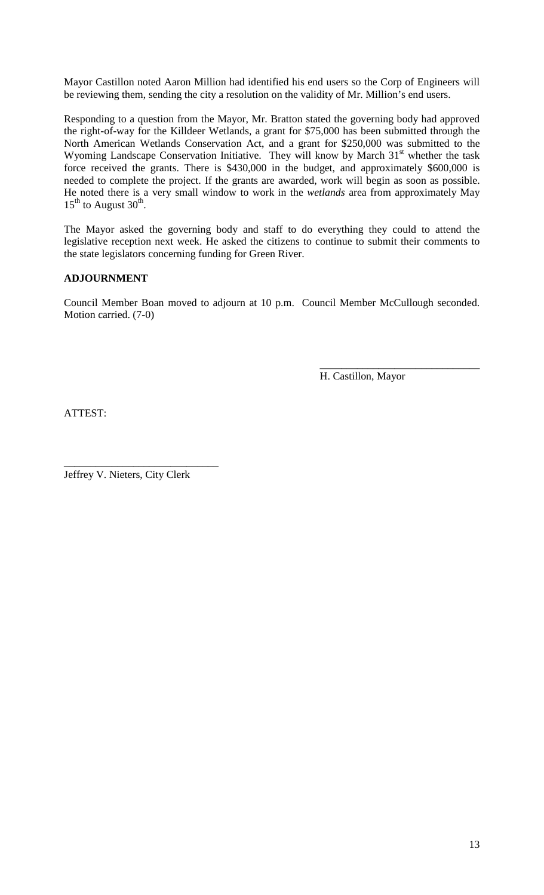Mayor Castillon noted Aaron Million had identified his end users so the Corp of Engineers will be reviewing them, sending the city a resolution on the validity of Mr. Million's end users.

Responding to a question from the Mayor, Mr. Bratton stated the governing body had approved the right-of-way for the Killdeer Wetlands, a grant for $75,000 has been submitted through the North American Wetlands Conservation Act, and a grant for $250,000 was submitted to the Wyoming Landscape Conservation Initiative. They will know by March 31st whether the task force received the grants. There is $430,000 in the budget, and approximately $600,000 is needed to complete the project. If the grants are awarded, work will begin as soon as possible. He noted there is a very small window to work in the *wetlands* area from approximately May 15th to August 30th.

The Mayor asked the governing body and staff to do everything they could to attend the legislative reception next week. He asked the citizens to continue to submit their comments to the state legislators concerning funding for Green River.

**ADJOURNMENT**

Council Member Boan moved to adjourn at 10 p.m. Council Member McCullough seconded. Motion carried. (7-0)

______________________________
H. Castillon, Mayor

ATTEST:

______________________________
Jeffrey V. Nieters, City Clerk